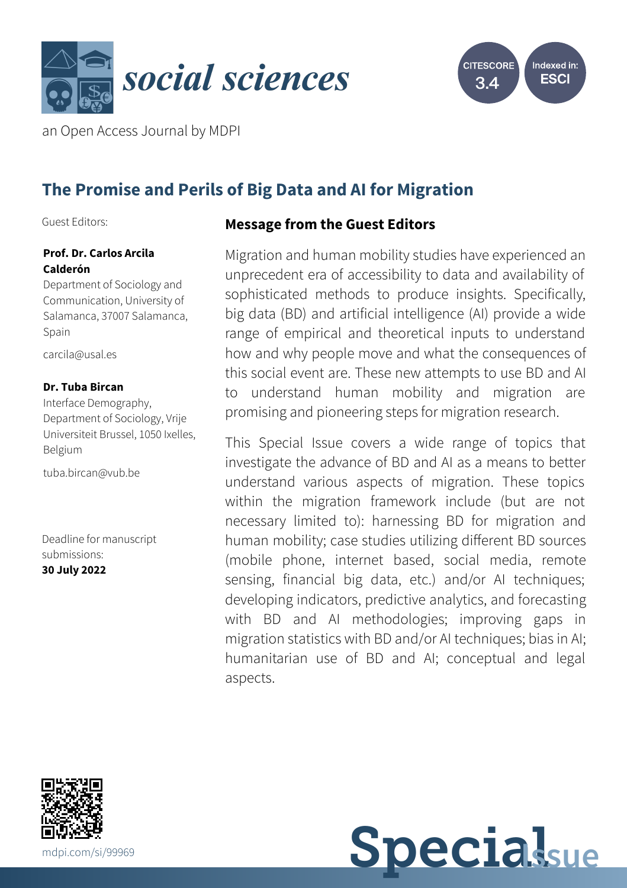# *social sciences*

an Open Access Journal by MDPI

CITESCORE 3.4

Indexed in: ESCI

## The Promise and Perils of Big Data and AI for Migration

Guest Editors:

**Prof. Dr. Carlos Arcila Calderón**
Department of Sociology and Communication, University of Salamanca, 37007 Salamanca, Spain

carcila@usal.es

**Dr. Tuba Bircan**
Interface Demography, Department of Sociology, Vrije Universiteit Brussel, 1050 Ixelles, Belgium

tuba.bircan@vub.be

Deadline for manuscript submissions:
**30 July 2022**

### Message from the Guest Editors

Migration and human mobility studies have experienced an unprecedent era of accessibility to data and availability of sophisticated methods to produce insights. Specifically, big data (BD) and artificial intelligence (AI) provide a wide range of empirical and theoretical inputs to understand how and why people move and what the consequences of this social event are. These new attempts to use BD and AI to understand human mobility and migration are promising and pioneering steps for migration research.

This Special Issue covers a wide range of topics that investigate the advance of BD and AI as a means to better understand various aspects of migration. These topics within the migration framework include (but are not necessary limited to): harnessing BD for migration and human mobility; case studies utilizing different BD sources (mobile phone, internet based, social media, remote sensing, financial big data, etc.) and/or AI techniques; developing indicators, predictive analytics, and forecasting with BD and AI methodologies; improving gaps in migration statistics with BD and/or AI techniques; bias in AI; humanitarian use of BD and AI; conceptual and legal aspects.

mdpi.com/si/99969

Special Issue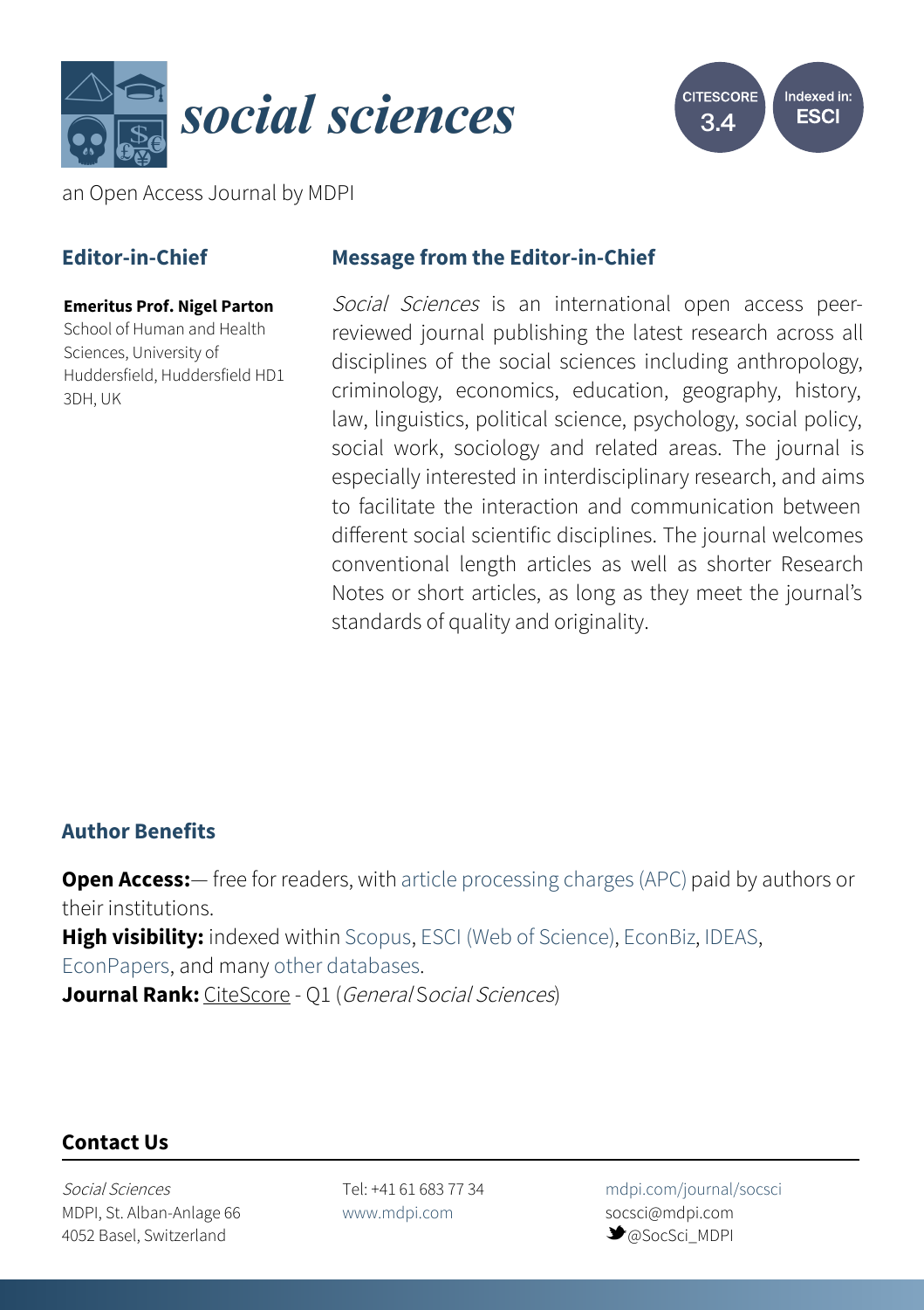# *social sciences*

CITESCORE 3.4

Indexed in: ESCI

an Open Access Journal by MDPI

## Editor-in-Chief

**Emeritus Prof. Nigel Parton**
School of Human and Health Sciences, University of Huddersfield, Huddersfield HD1 3DH, UK

## Message from the Editor-in-Chief

*Social Sciences* is an international open access peer-reviewed journal publishing the latest research across all disciplines of the social sciences including anthropology, criminology, economics, education, geography, history, law, linguistics, political science, psychology, social policy, social work, sociology and related areas. The journal is especially interested in interdisciplinary research, and aims to facilitate the interaction and communication between different social scientific disciplines. The journal welcomes conventional length articles as well as shorter Research Notes or short articles, as long as they meet the journal's standards of quality and originality.

## Author Benefits

**Open Access:**— free for readers, with article processing charges (APC) paid by authors or their institutions.
**High visibility:** indexed within Scopus, ESCI (Web of Science), EconBiz, IDEAS, EconPapers, and many other databases.
**Journal Rank:** CiteScore - Q1 (*General Social Sciences*)

## Contact Us

*Social Sciences*
MDPI, St. Alban-Anlage 66
4052 Basel, Switzerland

Tel: +41 61 683 77 34
www.mdpi.com

mdpi.com/journal/socsci
socsci@mdpi.com
@SocSci_MDPI